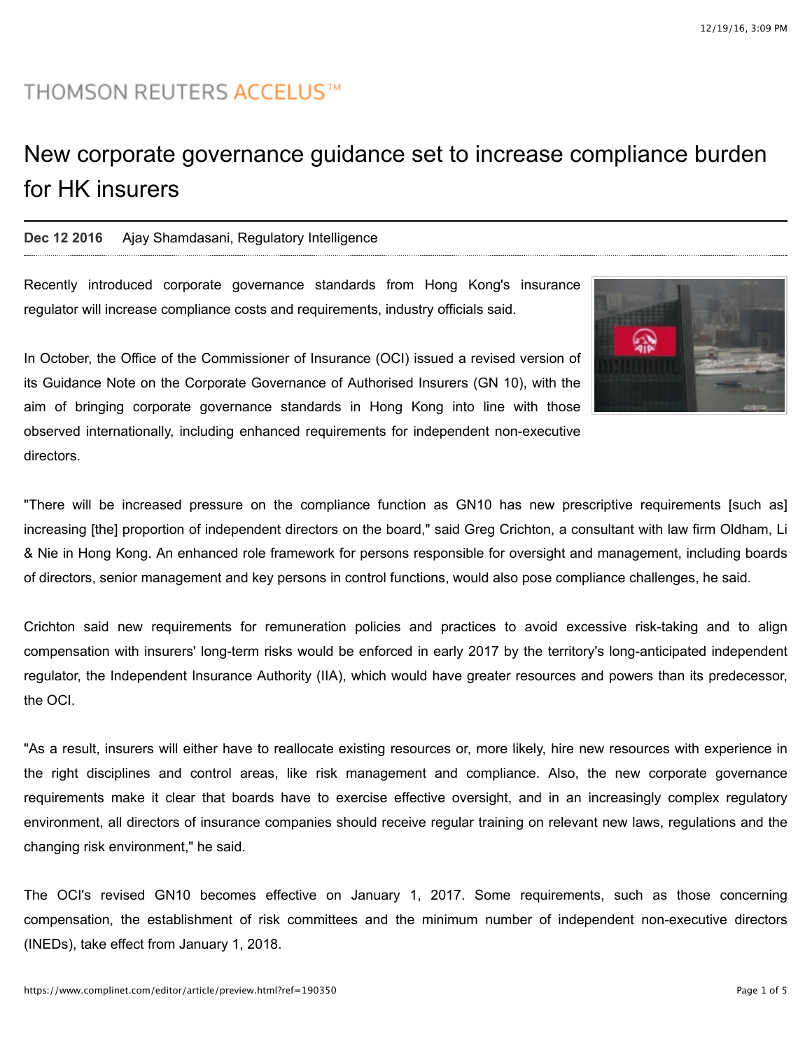THOMSON REUTERS ACCELUS™

# New corporate governance guidance set to increase compliance burden for HK insurers

**Dec 12 2016** Ajay Shamdasani, Regulatory Intelligence

Recently introduced corporate governance standards from Hong Kong's insurance regulator will increase compliance costs and requirements, industry officials said.

In October, the Office of the Commissioner of Insurance (OCI) issued a revised version of its Guidance Note on the Corporate Governance of Authorised Insurers (GN 10), with the aim of bringing corporate governance standards in Hong Kong into line with those observed internationally, including enhanced requirements for independent non-executive directors.

"There will be increased pressure on the compliance function as GN10 has new prescriptive requirements [such as] increasing [the] proportion of independent directors on the board," said Greg Crichton, a consultant with law firm Oldham, Li & Nie in Hong Kong. An enhanced role framework for persons responsible for oversight and management, including boards of directors, senior management and key persons in control functions, would also pose compliance challenges, he said.

Crichton said new requirements for remuneration policies and practices to avoid excessive risk-taking and to align compensation with insurers' long-term risks would be enforced in early 2017 by the territory's long-anticipated independent regulator, the Independent Insurance Authority (IIA), which would have greater resources and powers than its predecessor, the OCI.

"As a result, insurers will either have to reallocate existing resources or, more likely, hire new resources with experience in the right disciplines and control areas, like risk management and compliance. Also, the new corporate governance requirements make it clear that boards have to exercise effective oversight, and in an increasingly complex regulatory environment, all directors of insurance companies should receive regular training on relevant new laws, regulations and the changing risk environment," he said.

The OCI's revised GN10 becomes effective on January 1, 2017. Some requirements, such as those concerning compensation, the establishment of risk committees and the minimum number of independent non-executive directors (INEDs), take effect from January 1, 2018.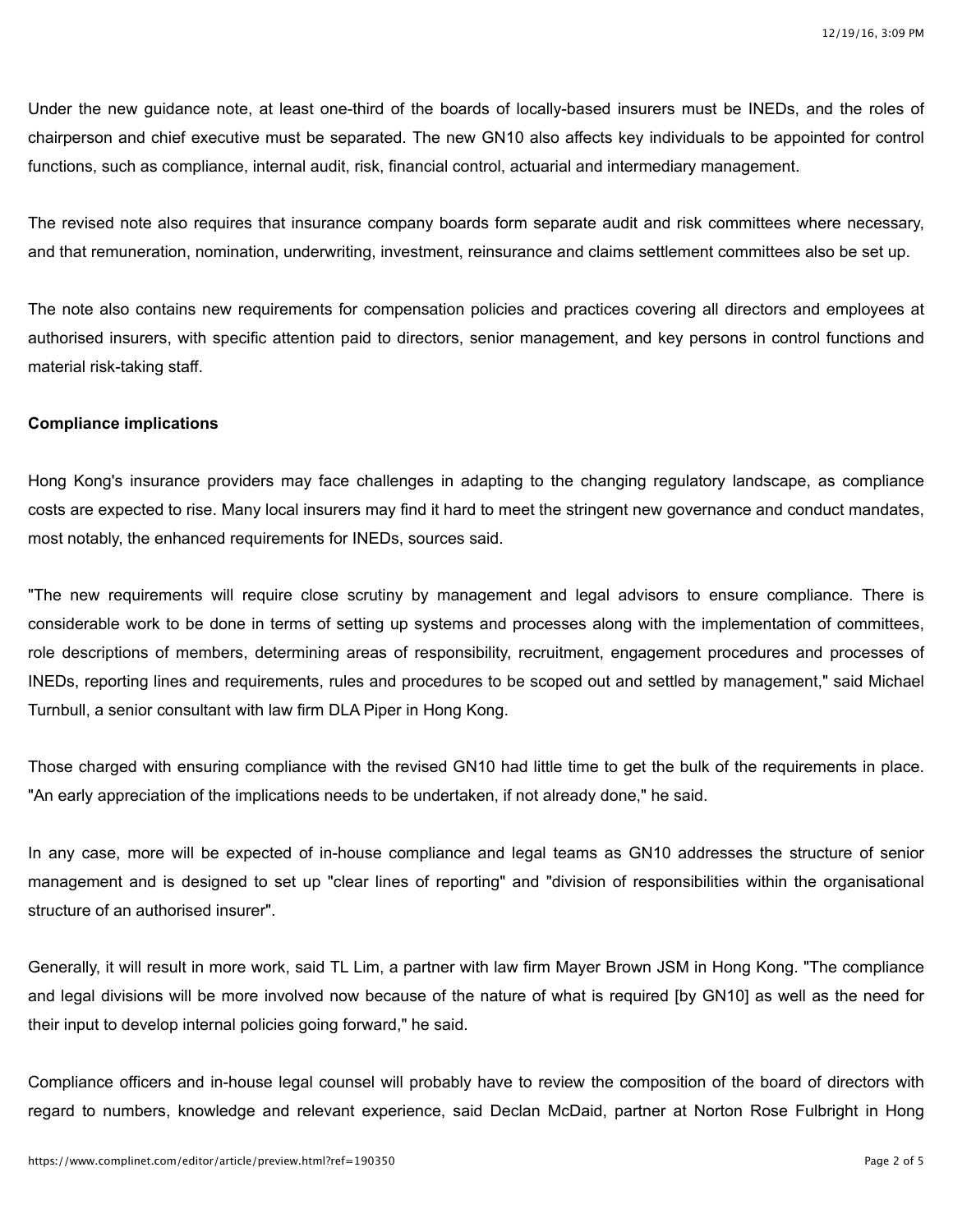Under the new guidance note, at least one-third of the boards of locally-based insurers must be INEDs, and the roles of chairperson and chief executive must be separated. The new GN10 also affects key individuals to be appointed for control functions, such as compliance, internal audit, risk, financial control, actuarial and intermediary management.

The revised note also requires that insurance company boards form separate audit and risk committees where necessary, and that remuneration, nomination, underwriting, investment, reinsurance and claims settlement committees also be set up.

The note also contains new requirements for compensation policies and practices covering all directors and employees at authorised insurers, with specific attention paid to directors, senior management, and key persons in control functions and material risk-taking staff.

**Compliance implications**

Hong Kong's insurance providers may face challenges in adapting to the changing regulatory landscape, as compliance costs are expected to rise. Many local insurers may find it hard to meet the stringent new governance and conduct mandates, most notably, the enhanced requirements for INEDs, sources said.

"The new requirements will require close scrutiny by management and legal advisors to ensure compliance. There is considerable work to be done in terms of setting up systems and processes along with the implementation of committees, role descriptions of members, determining areas of responsibility, recruitment, engagement procedures and processes of INEDs, reporting lines and requirements, rules and procedures to be scoped out and settled by management," said Michael Turnbull, a senior consultant with law firm DLA Piper in Hong Kong.

Those charged with ensuring compliance with the revised GN10 had little time to get the bulk of the requirements in place. "An early appreciation of the implications needs to be undertaken, if not already done," he said.

In any case, more will be expected of in-house compliance and legal teams as GN10 addresses the structure of senior management and is designed to set up "clear lines of reporting" and "division of responsibilities within the organisational structure of an authorised insurer".

Generally, it will result in more work, said TL Lim, a partner with law firm Mayer Brown JSM in Hong Kong. "The compliance and legal divisions will be more involved now because of the nature of what is required [by GN10] as well as the need for their input to develop internal policies going forward," he said.

Compliance officers and in-house legal counsel will probably have to review the composition of the board of directors with regard to numbers, knowledge and relevant experience, said Declan McDaid, partner at Norton Rose Fulbright in Hong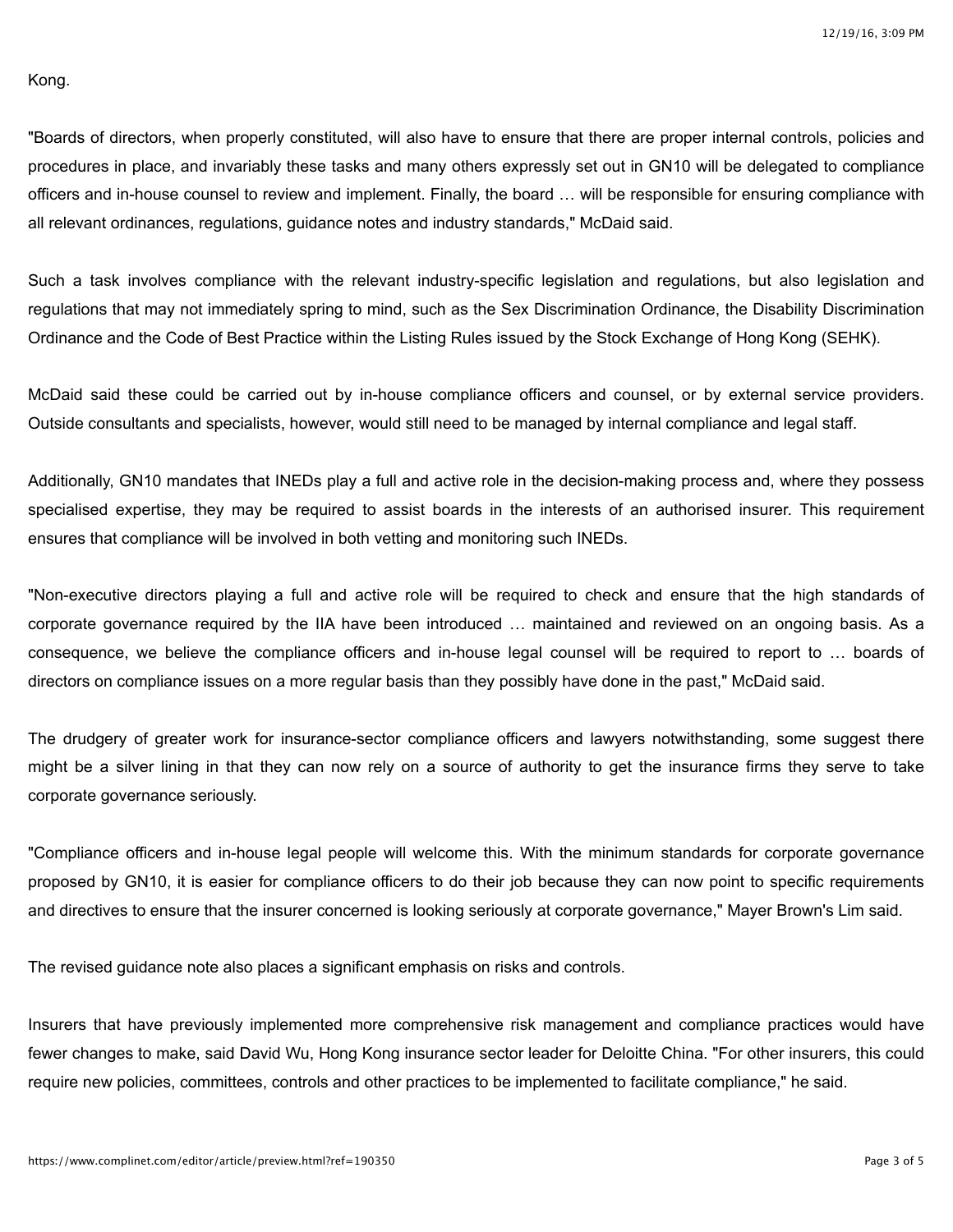Kong.

"Boards of directors, when properly constituted, will also have to ensure that there are proper internal controls, policies and procedures in place, and invariably these tasks and many others expressly set out in GN10 will be delegated to compliance officers and in-house counsel to review and implement. Finally, the board … will be responsible for ensuring compliance with all relevant ordinances, regulations, guidance notes and industry standards," McDaid said.

Such a task involves compliance with the relevant industry-specific legislation and regulations, but also legislation and regulations that may not immediately spring to mind, such as the Sex Discrimination Ordinance, the Disability Discrimination Ordinance and the Code of Best Practice within the Listing Rules issued by the Stock Exchange of Hong Kong (SEHK).

McDaid said these could be carried out by in-house compliance officers and counsel, or by external service providers. Outside consultants and specialists, however, would still need to be managed by internal compliance and legal staff.

Additionally, GN10 mandates that INEDs play a full and active role in the decision-making process and, where they possess specialised expertise, they may be required to assist boards in the interests of an authorised insurer. This requirement ensures that compliance will be involved in both vetting and monitoring such INEDs.

"Non-executive directors playing a full and active role will be required to check and ensure that the high standards of corporate governance required by the IIA have been introduced … maintained and reviewed on an ongoing basis. As a consequence, we believe the compliance officers and in-house legal counsel will be required to report to … boards of directors on compliance issues on a more regular basis than they possibly have done in the past," McDaid said.

The drudgery of greater work for insurance-sector compliance officers and lawyers notwithstanding, some suggest there might be a silver lining in that they can now rely on a source of authority to get the insurance firms they serve to take corporate governance seriously.

"Compliance officers and in-house legal people will welcome this. With the minimum standards for corporate governance proposed by GN10, it is easier for compliance officers to do their job because they can now point to specific requirements and directives to ensure that the insurer concerned is looking seriously at corporate governance," Mayer Brown's Lim said.

The revised guidance note also places a significant emphasis on risks and controls.

Insurers that have previously implemented more comprehensive risk management and compliance practices would have fewer changes to make, said David Wu, Hong Kong insurance sector leader for Deloitte China. "For other insurers, this could require new policies, committees, controls and other practices to be implemented to facilitate compliance," he said.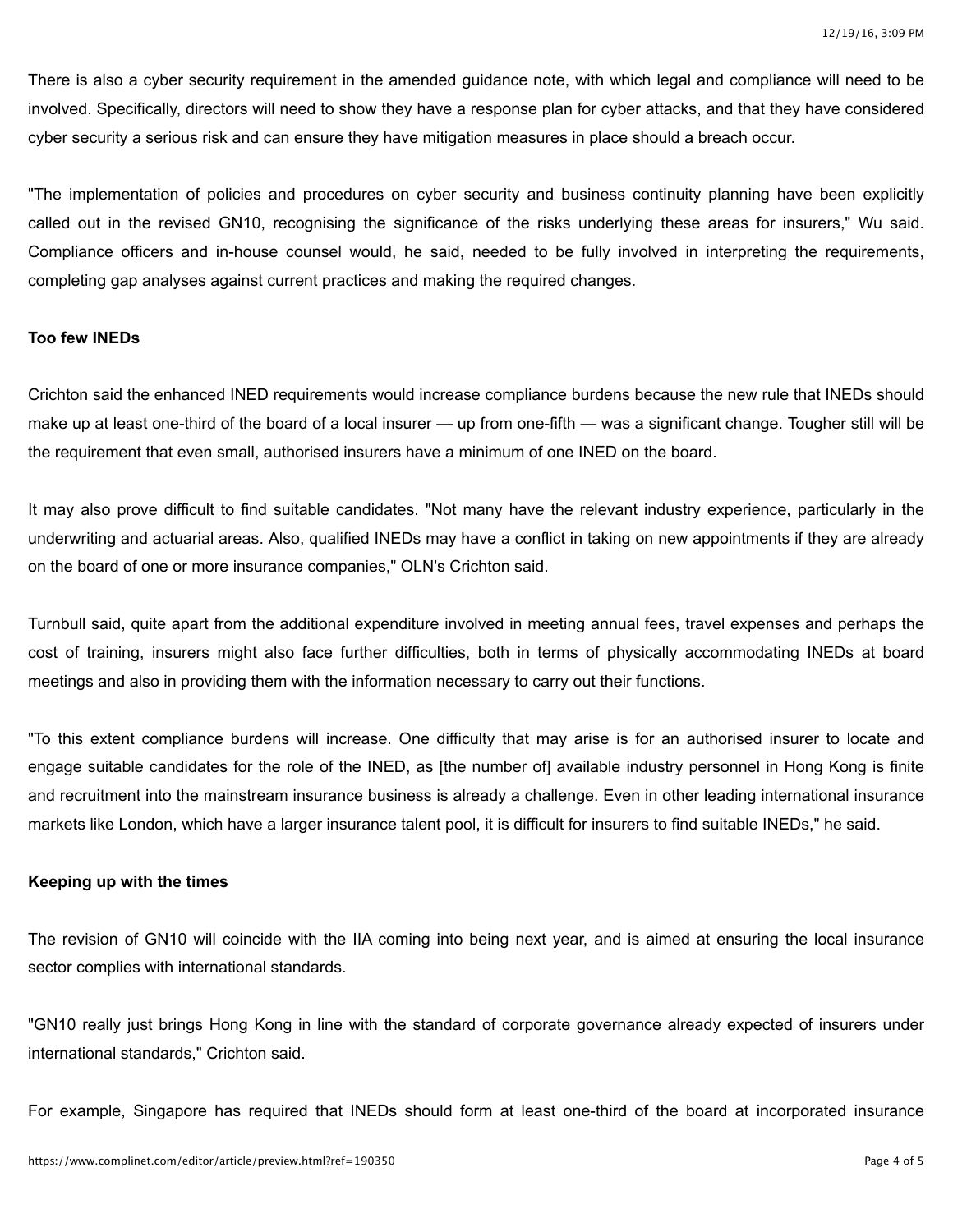There is also a cyber security requirement in the amended guidance note, with which legal and compliance will need to be involved. Specifically, directors will need to show they have a response plan for cyber attacks, and that they have considered cyber security a serious risk and can ensure they have mitigation measures in place should a breach occur.

"The implementation of policies and procedures on cyber security and business continuity planning have been explicitly called out in the revised GN10, recognising the significance of the risks underlying these areas for insurers," Wu said. Compliance officers and in-house counsel would, he said, needed to be fully involved in interpreting the requirements, completing gap analyses against current practices and making the required changes.

**Too few INEDs**

Crichton said the enhanced INED requirements would increase compliance burdens because the new rule that INEDs should make up at least one-third of the board of a local insurer — up from one-fifth — was a significant change. Tougher still will be the requirement that even small, authorised insurers have a minimum of one INED on the board.

It may also prove difficult to find suitable candidates. "Not many have the relevant industry experience, particularly in the underwriting and actuarial areas. Also, qualified INEDs may have a conflict in taking on new appointments if they are already on the board of one or more insurance companies," OLN's Crichton said.

Turnbull said, quite apart from the additional expenditure involved in meeting annual fees, travel expenses and perhaps the cost of training, insurers might also face further difficulties, both in terms of physically accommodating INEDs at board meetings and also in providing them with the information necessary to carry out their functions.

"To this extent compliance burdens will increase. One difficulty that may arise is for an authorised insurer to locate and engage suitable candidates for the role of the INED, as [the number of] available industry personnel in Hong Kong is finite and recruitment into the mainstream insurance business is already a challenge. Even in other leading international insurance markets like London, which have a larger insurance talent pool, it is difficult for insurers to find suitable INEDs," he said.

**Keeping up with the times**

The revision of GN10 will coincide with the IIA coming into being next year, and is aimed at ensuring the local insurance sector complies with international standards.

"GN10 really just brings Hong Kong in line with the standard of corporate governance already expected of insurers under international standards," Crichton said.

For example, Singapore has required that INEDs should form at least one-third of the board at incorporated insurance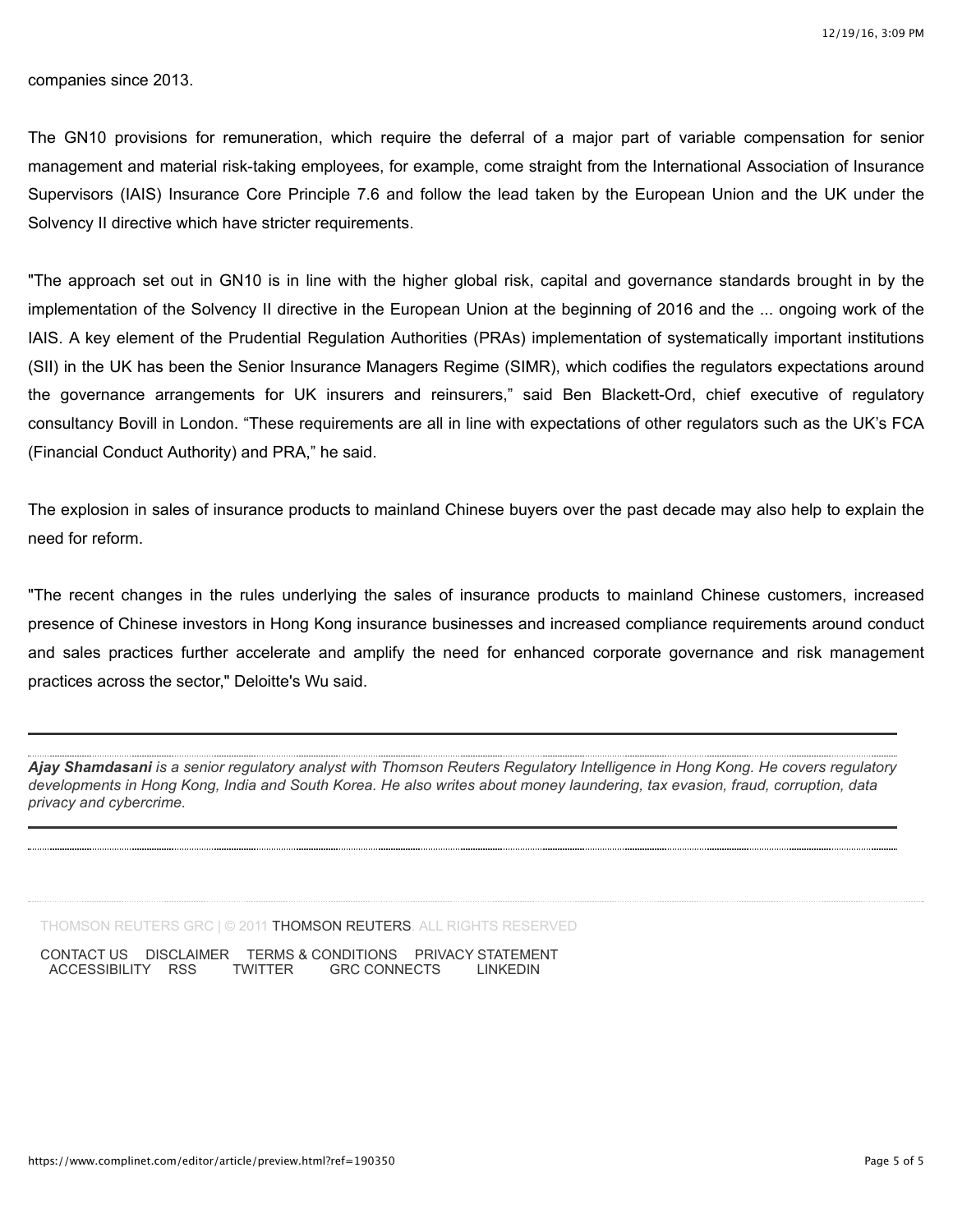companies since 2013.

The GN10 provisions for remuneration, which require the deferral of a major part of variable compensation for senior management and material risk-taking employees, for example, come straight from the International Association of Insurance Supervisors (IAIS) Insurance Core Principle 7.6 and follow the lead taken by the European Union and the UK under the Solvency II directive which have stricter requirements.

"The approach set out in GN10 is in line with the higher global risk, capital and governance standards brought in by the implementation of the Solvency II directive in the European Union at the beginning of 2016 and the ... ongoing work of the IAIS. A key element of the Prudential Regulation Authorities (PRAs) implementation of systematically important institutions (SII) in the UK has been the Senior Insurance Managers Regime (SIMR), which codifies the regulators expectations around the governance arrangements for UK insurers and reinsurers," said Ben Blackett-Ord, chief executive of regulatory consultancy Bovill in London. "These requirements are all in line with expectations of other regulators such as the UK's FCA (Financial Conduct Authority) and PRA," he said.

The explosion in sales of insurance products to mainland Chinese buyers over the past decade may also help to explain the need for reform.

"The recent changes in the rules underlying the sales of insurance products to mainland Chinese customers, increased presence of Chinese investors in Hong Kong insurance businesses and increased compliance requirements around conduct and sales practices further accelerate and amplify the need for enhanced corporate governance and risk management practices across the sector," Deloitte's Wu said.

---

***Ajay Shamdasani** is a senior regulatory analyst with Thomson Reuters Regulatory Intelligence in Hong Kong. He covers regulatory developments in Hong Kong, India and South Korea. He also writes about money laundering, tax evasion, fraud, corruption, data privacy and cybercrime.*

---

THOMSON REUTERS GRC | © 2011 THOMSON REUTERS. ALL RIGHTS RESERVED

CONTACT US DISCLAIMER TERMS & CONDITIONS PRIVACY STATEMENT ACCESSIBILITY RSS TWITTER GRC CONNECTS LINKEDIN